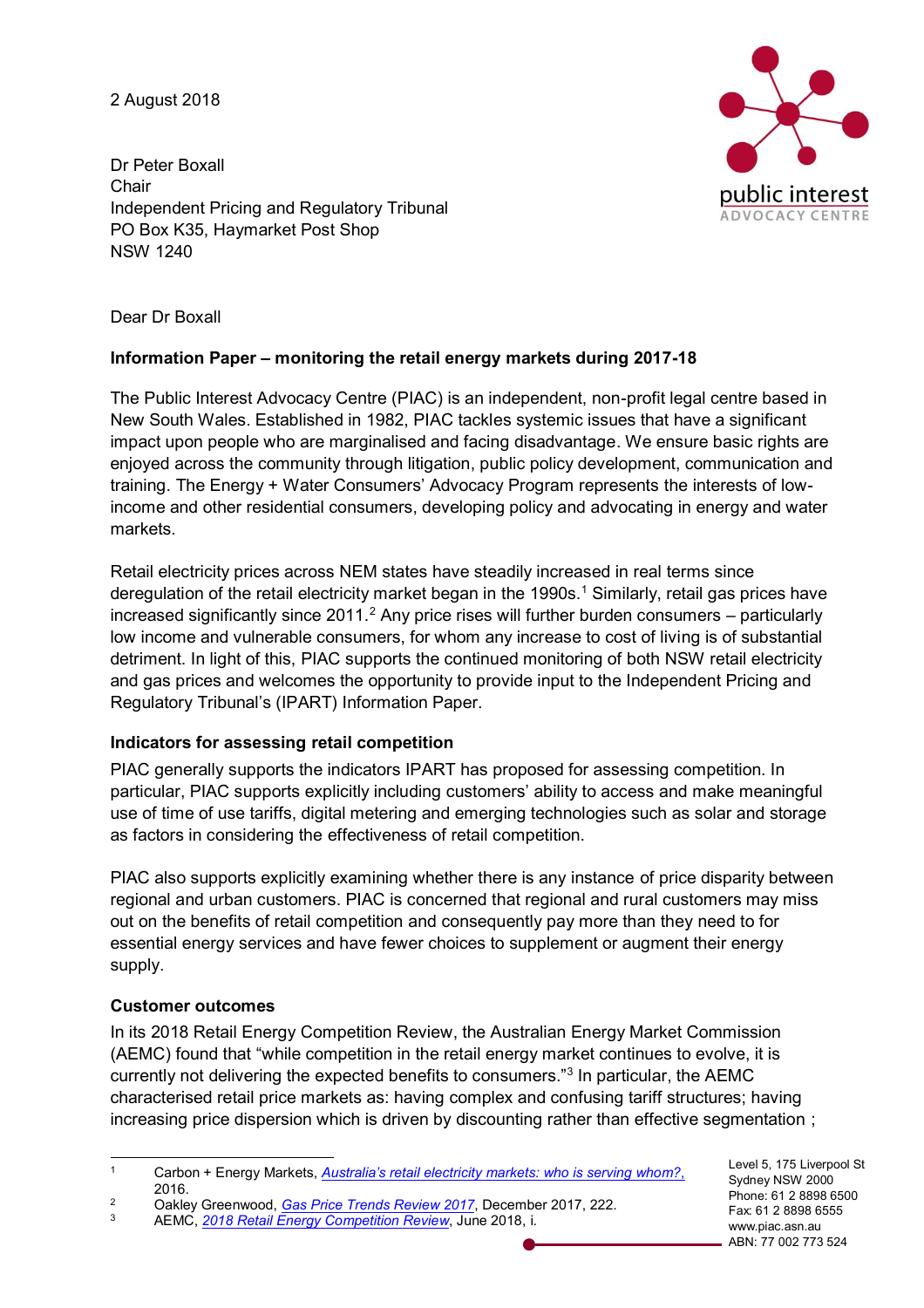2 August 2018

Dr Peter Boxall
Chair
Independent Pricing and Regulatory Tribunal
PO Box K35, Haymarket Post Shop
NSW 1240

Dear Dr Boxall

**Information Paper – monitoring the retail energy markets during 2017-18**

The Public Interest Advocacy Centre (PIAC) is an independent, non-profit legal centre based in New South Wales. Established in 1982, PIAC tackles systemic issues that have a significant impact upon people who are marginalised and facing disadvantage. We ensure basic rights are enjoyed across the community through litigation, public policy development, communication and training. The Energy + Water Consumers' Advocacy Program represents the interests of low-income and other residential consumers, developing policy and advocating in energy and water markets.

Retail electricity prices across NEM states have steadily increased in real terms since deregulation of the retail electricity market began in the 1990s.[1] Similarly, retail gas prices have increased significantly since 2011.[2] Any price rises will further burden consumers – particularly low income and vulnerable consumers, for whom any increase to cost of living is of substantial detriment. In light of this, PIAC supports the continued monitoring of both NSW retail electricity and gas prices and welcomes the opportunity to provide input to the Independent Pricing and Regulatory Tribunal's (IPART) Information Paper.

### Indicators for assessing retail competition

PIAC generally supports the indicators IPART has proposed for assessing competition. In particular, PIAC supports explicitly including customers' ability to access and make meaningful use of time of use tariffs, digital metering and emerging technologies such as solar and storage as factors in considering the effectiveness of retail competition.

PIAC also supports explicitly examining whether there is any instance of price disparity between regional and urban customers. PIAC is concerned that regional and rural customers may miss out on the benefits of retail competition and consequently pay more than they need to for essential energy services and have fewer choices to supplement or augment their energy supply.

### Customer outcomes

In its 2018 Retail Energy Competition Review, the Australian Energy Market Commission (AEMC) found that "while competition in the retail energy market continues to evolve, it is currently not delivering the expected benefits to consumers."[3] In particular, the AEMC characterised retail price markets as: having complex and confusing tariff structures; having increasing price dispersion which is driven by discounting rather than effective segmentation ;

---

1. Carbon + Energy Markets, *Australia's retail electricity markets: who is serving whom?*, 2016.
2. Oakley Greenwood, *Gas Price Trends Review 2017*, December 2017, 222.
3. AEMC, *2018 Retail Energy Competition Review*, June 2018, i.

Level 5, 175 Liverpool St
Sydney NSW 2000
Phone: 61 2 8898 6500
Fax: 61 2 8898 6555
www.piac.asn.au
ABN: 77 002 773 524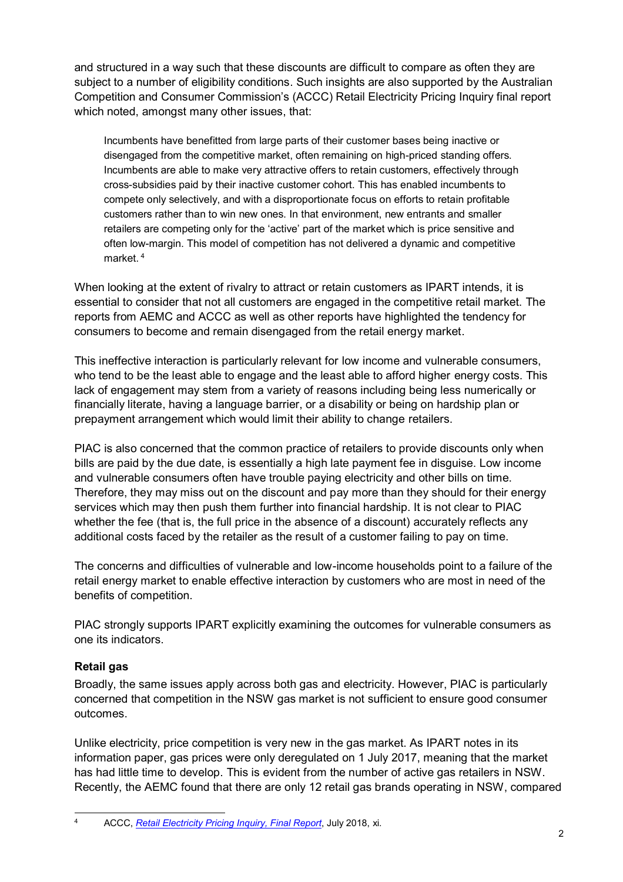and structured in a way such that these discounts are difficult to compare as often they are subject to a number of eligibility conditions. Such insights are also supported by the Australian Competition and Consumer Commission's (ACCC) Retail Electricity Pricing Inquiry final report which noted, amongst many other issues, that:

> Incumbents have benefitted from large parts of their customer bases being inactive or disengaged from the competitive market, often remaining on high-priced standing offers. Incumbents are able to make very attractive offers to retain customers, effectively through cross-subsidies paid by their inactive customer cohort. This has enabled incumbents to compete only selectively, and with a disproportionate focus on efforts to retain profitable customers rather than to win new ones. In that environment, new entrants and smaller retailers are competing only for the 'active' part of the market which is price sensitive and often low-margin. This model of competition has not delivered a dynamic and competitive market. [4]

When looking at the extent of rivalry to attract or retain customers as IPART intends, it is essential to consider that not all customers are engaged in the competitive retail market. The reports from AEMC and ACCC as well as other reports have highlighted the tendency for consumers to become and remain disengaged from the retail energy market.

This ineffective interaction is particularly relevant for low income and vulnerable consumers, who tend to be the least able to engage and the least able to afford higher energy costs. This lack of engagement may stem from a variety of reasons including being less numerically or financially literate, having a language barrier, or a disability or being on hardship plan or prepayment arrangement which would limit their ability to change retailers.

PIAC is also concerned that the common practice of retailers to provide discounts only when bills are paid by the due date, is essentially a high late payment fee in disguise. Low income and vulnerable consumers often have trouble paying electricity and other bills on time. Therefore, they may miss out on the discount and pay more than they should for their energy services which may then push them further into financial hardship. It is not clear to PIAC whether the fee (that is, the full price in the absence of a discount) accurately reflects any additional costs faced by the retailer as the result of a customer failing to pay on time.

The concerns and difficulties of vulnerable and low-income households point to a failure of the retail energy market to enable effective interaction by customers who are most in need of the benefits of competition.

PIAC strongly supports IPART explicitly examining the outcomes for vulnerable consumers as one its indicators.

**Retail gas**

Broadly, the same issues apply across both gas and electricity. However, PIAC is particularly concerned that competition in the NSW gas market is not sufficient to ensure good consumer outcomes.

Unlike electricity, price competition is very new in the gas market. As IPART notes in its information paper, gas prices were only deregulated on 1 July 2017, meaning that the market has had little time to develop. This is evident from the number of active gas retailers in NSW. Recently, the AEMC found that there are only 12 retail gas brands operating in NSW, compared

---

[4] ACCC, *Retail Electricity Pricing Inquiry, Final Report*, July 2018, xi.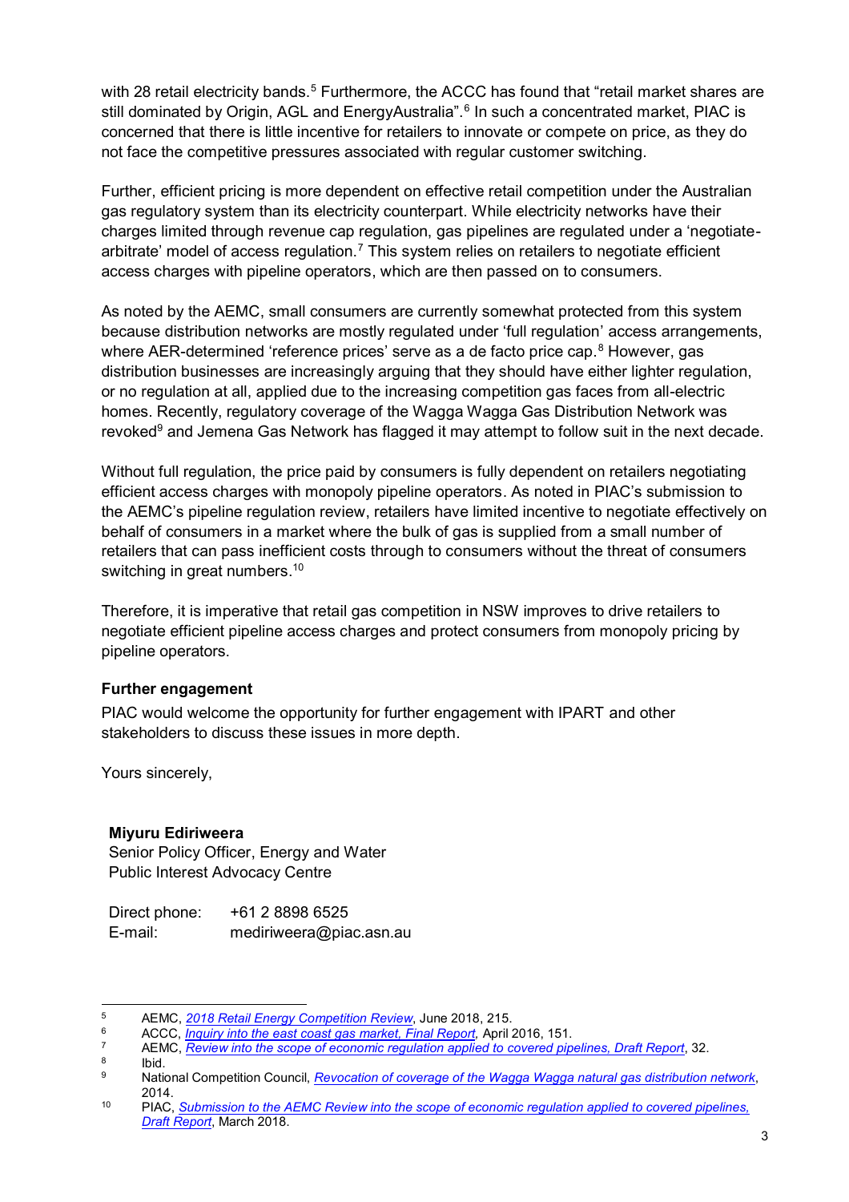with 28 retail electricity bands.[5] Furthermore, the ACCC has found that "retail market shares are still dominated by Origin, AGL and EnergyAustralia".[6] In such a concentrated market, PIAC is concerned that there is little incentive for retailers to innovate or compete on price, as they do not face the competitive pressures associated with regular customer switching.

Further, efficient pricing is more dependent on effective retail competition under the Australian gas regulatory system than its electricity counterpart. While electricity networks have their charges limited through revenue cap regulation, gas pipelines are regulated under a 'negotiate-arbitrate' model of access regulation.[7] This system relies on retailers to negotiate efficient access charges with pipeline operators, which are then passed on to consumers.

As noted by the AEMC, small consumers are currently somewhat protected from this system because distribution networks are mostly regulated under 'full regulation' access arrangements, where AER-determined 'reference prices' serve as a de facto price cap.[8] However, gas distribution businesses are increasingly arguing that they should have either lighter regulation, or no regulation at all, applied due to the increasing competition gas faces from all-electric homes. Recently, regulatory coverage of the Wagga Wagga Gas Distribution Network was revoked[9] and Jemena Gas Network has flagged it may attempt to follow suit in the next decade.

Without full regulation, the price paid by consumers is fully dependent on retailers negotiating efficient access charges with monopoly pipeline operators. As noted in PIAC's submission to the AEMC's pipeline regulation review, retailers have limited incentive to negotiate effectively on behalf of consumers in a market where the bulk of gas is supplied from a small number of retailers that can pass inefficient costs through to consumers without the threat of consumers switching in great numbers.[10]

Therefore, it is imperative that retail gas competition in NSW improves to drive retailers to negotiate efficient pipeline access charges and protect consumers from monopoly pricing by pipeline operators.

**Further engagement**

PIAC would welcome the opportunity for further engagement with IPART and other stakeholders to discuss these issues in more depth.

Yours sincerely,

**Miyuru Ediriweera**
Senior Policy Officer, Energy and Water
Public Interest Advocacy Centre

Direct phone: +61 2 8898 6525
E-mail: mediriweera@piac.asn.au

---

[5] AEMC, *2018 Retail Energy Competition Review*, June 2018, 215.

[6] ACCC, *Inquiry into the east coast gas market, Final Report*, April 2016, 151.

[7] AEMC, *Review into the scope of economic regulation applied to covered pipelines, Draft Report*, 32.

[8] Ibid.

[9] National Competition Council, *Revocation of coverage of the Wagga Wagga natural gas distribution network*, 2014.

[10] PIAC, *Submission to the AEMC Review into the scope of economic regulation applied to covered pipelines, Draft Report*, March 2018.